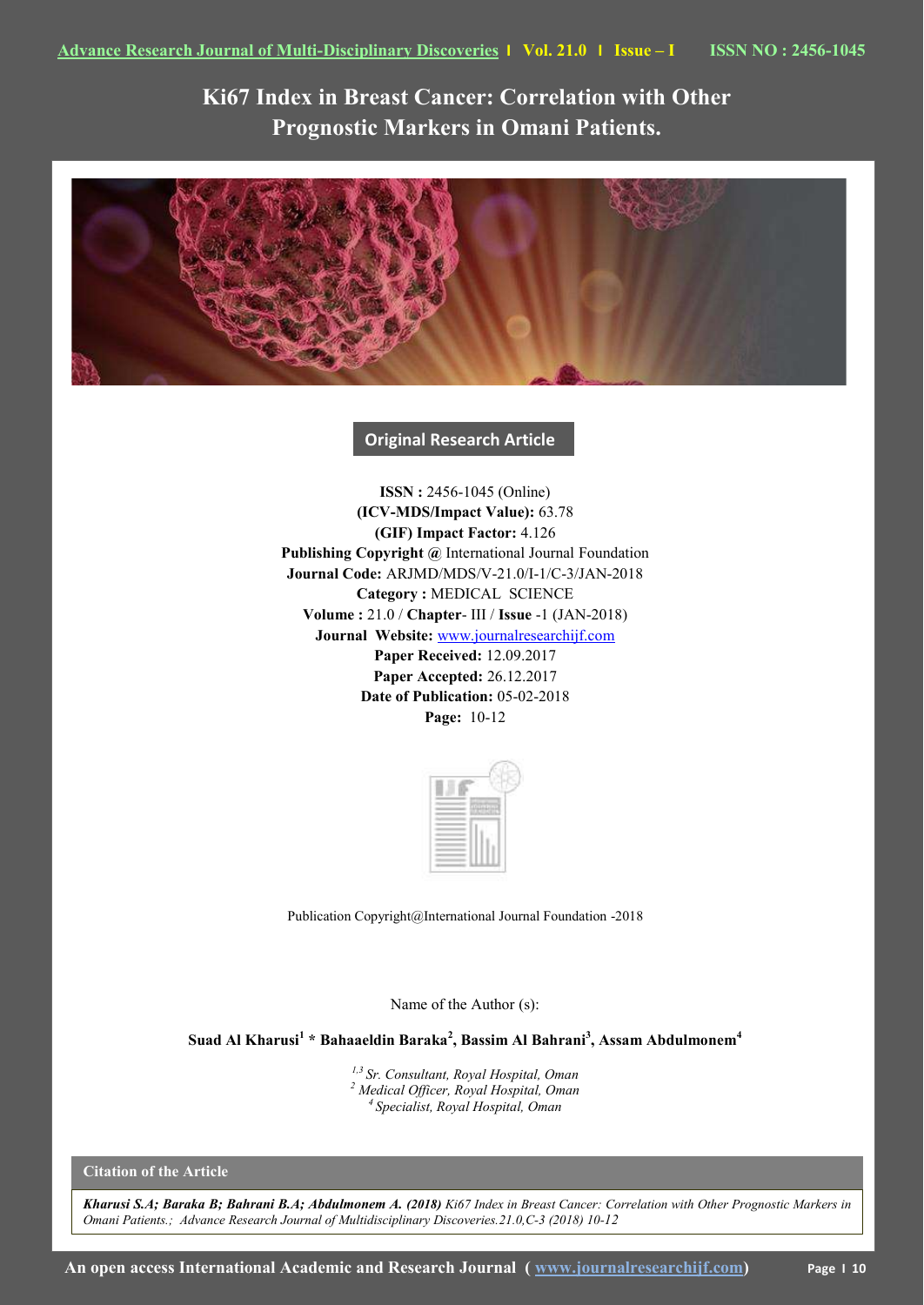# Ki67 Index in Breast Cancer: Correlation with Other Prognostic Markers in Omani Patients.

**Original Research Article**

**ISSN :** 2456-1045 (Online)
**(ICV-MDS/Impact Value):** 63.78
**(GIF) Impact Factor:** 4.126
**Publishing Copyright @** International Journal Foundation
**Journal Code:** ARJMD/MDS/V-21.0/I-1/C-3/JAN-2018
**Category :** MEDICAL SCIENCE
**Volume :** 21.0 / **Chapter**- III / **Issue** -1 (JAN-2018)
**Journal Website:** www.journalresearchijf.com
**Paper Received:** 12.09.2017
**Paper Accepted:** 26.12.2017
**Date of Publication:** 05-02-2018
**Page:** 10-12

Publication Copyright@International Journal Foundation -2018

Name of the Author (s):

**Suad Al Kharusi[1] * Bahaaeldin Baraka[2], Bassim Al Bahrani[3], Assam Abdulmonem[4]**

*[1,3] Sr. Consultant, Royal Hospital, Oman*
*[2] Medical Officer, Royal Hospital, Oman*
*[4] Specialist, Royal Hospital, Oman*

**Citation of the Article**

***Kharusi S.A; Baraka B; Bahrani B.A; Abdulmonem A. (2018)*** *Ki67 Index in Breast Cancer: Correlation with Other Prognostic Markers in Omani Patients.; Advance Research Journal of Multidisciplinary Discoveries.21.0,C-3 (2018) 10-12*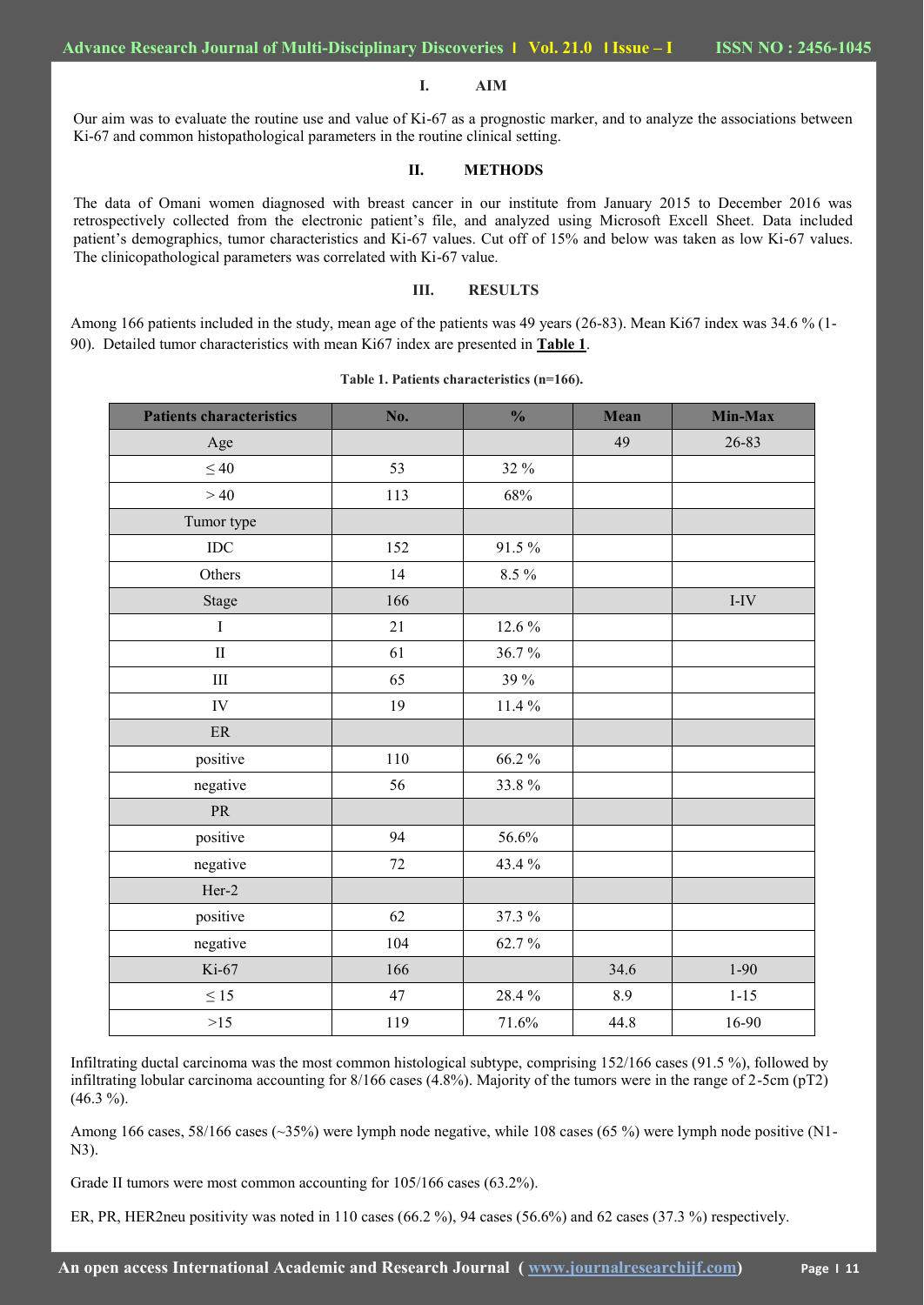## I. AIM

Our aim was to evaluate the routine use and value of Ki-67 as a prognostic marker, and to analyze the associations between Ki-67 and common histopathological parameters in the routine clinical setting.

## II. METHODS

The data of Omani women diagnosed with breast cancer in our institute from January 2015 to December 2016 was retrospectively collected from the electronic patient's file, and analyzed using Microsoft Excell Sheet. Data included patient's demographics, tumor characteristics and Ki-67 values. Cut off of 15% and below was taken as low Ki-67 values. The clinicopathological parameters was correlated with Ki-67 value.

## III. RESULTS

Among 166 patients included in the study, mean age of the patients was 49 years (26-83). Mean Ki67 index was 34.6 % (1-90). Detailed tumor characteristics with mean Ki67 index are presented in **Table 1**.

**Table 1. Patients characteristics (n=166).**

| Patients characteristics | No. | % | Mean | Min-Max |
|---|---|---|---|---|
| Age | | | 49 | 26-83 |
| ≤ 40 | 53 | 32 % | | |
| > 40 | 113 | 68% | | |
| Tumor type | | | | |
| IDC | 152 | 91.5 % | | |
| Others | 14 | 8.5 % | | |
| Stage | 166 | | | I-IV |
| I | 21 | 12.6 % | | |
| II | 61 | 36.7 % | | |
| III | 65 | 39 % | | |
| IV | 19 | 11.4 % | | |
| ER | | | | |
| positive | 110 | 66.2 % | | |
| negative | 56 | 33.8 % | | |
| PR | | | | |
| positive | 94 | 56.6% | | |
| negative | 72 | 43.4 % | | |
| Her-2 | | | | |
| positive | 62 | 37.3 % | | |
| negative | 104 | 62.7 % | | |
| Ki-67 | 166 | | 34.6 | 1-90 |
| ≤ 15 | 47 | 28.4 % | 8.9 | 1-15 |
| >15 | 119 | 71.6% | 44.8 | 16-90 |

Infiltrating ductal carcinoma was the most common histological subtype, comprising 152/166 cases (91.5 %), followed by infiltrating lobular carcinoma accounting for 8/166 cases (4.8%). Majority of the tumors were in the range of 2-5cm (pT2) (46.3 %).

Among 166 cases, 58/166 cases (~35%) were lymph node negative, while 108 cases (65 %) were lymph node positive (N1-N3).

Grade II tumors were most common accounting for 105/166 cases (63.2%).

ER, PR, HER2neu positivity was noted in 110 cases (66.2 %), 94 cases (56.6%) and 62 cases (37.3 %) respectively.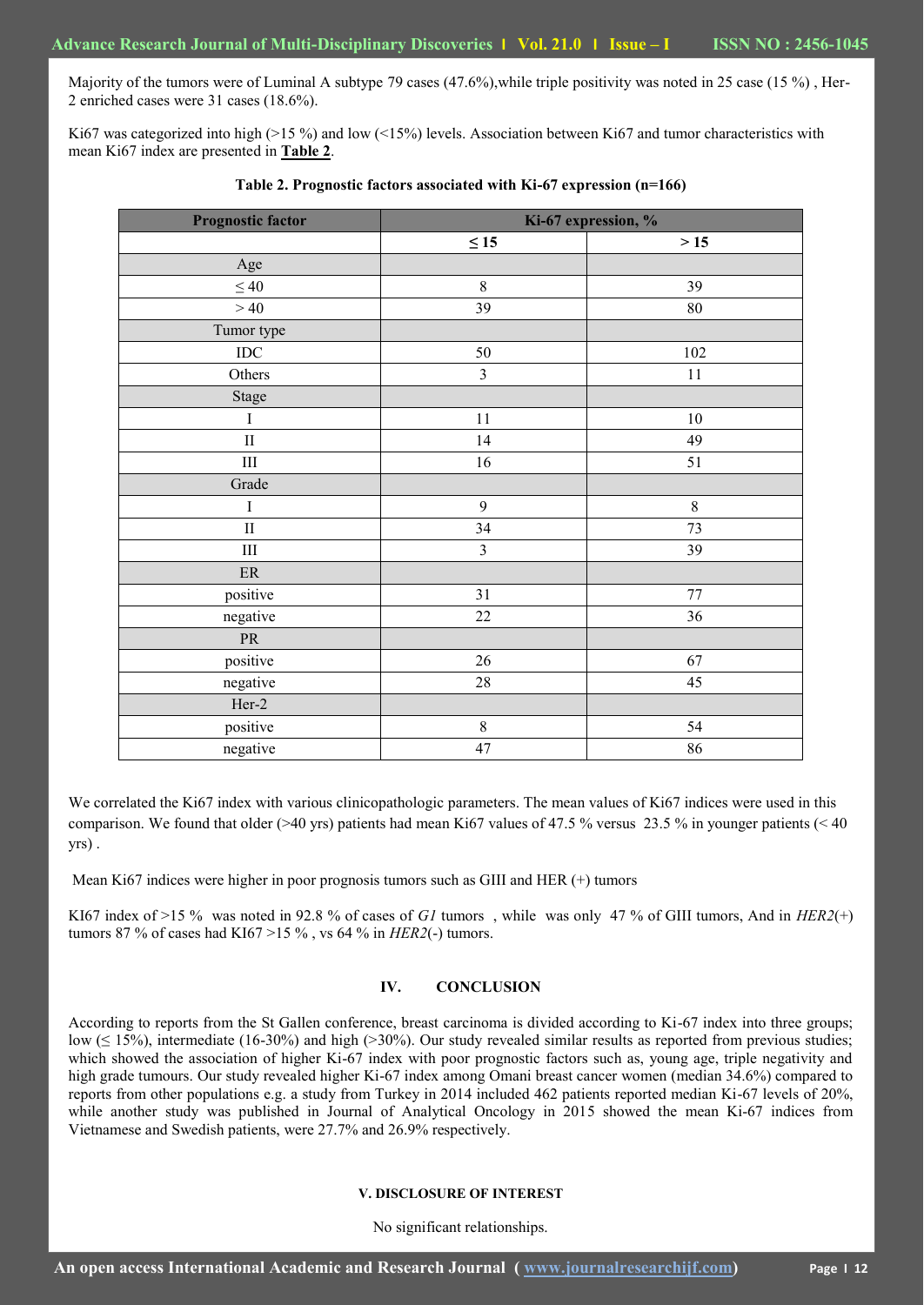Majority of the tumors were of Luminal A subtype 79 cases (47.6%),while triple positivity was noted in 25 case (15 %) , Her-2 enriched cases were 31 cases (18.6%).

Ki67 was categorized into high (>15 %) and low (<15%) levels. Association between Ki67 and tumor characteristics with mean Ki67 index are presented in **Table 2**.

**Table 2. Prognostic factors associated with Ki-67 expression (n=166)**

| Prognostic factor | Ki-67 expression, % | |
|---|---|---|
| | ≤ 15 | > 15 |
| Age | | |
| ≤ 40 | 8 | 39 |
| > 40 | 39 | 80 |
| Tumor type | | |
| IDC | 50 | 102 |
| Others | 3 | 11 |
| Stage | | |
| I | 11 | 10 |
| II | 14 | 49 |
| III | 16 | 51 |
| Grade | | |
| I | 9 | 8 |
| II | 34 | 73 |
| III | 3 | 39 |
| ER | | |
| positive | 31 | 77 |
| negative | 22 | 36 |
| PR | | |
| positive | 26 | 67 |
| negative | 28 | 45 |
| Her-2 | | |
| positive | 8 | 54 |
| negative | 47 | 86 |

We correlated the Ki67 index with various clinicopathologic parameters. The mean values of Ki67 indices were used in this comparison. We found that older (>40 yrs) patients had mean Ki67 values of 47.5 % versus 23.5 % in younger patients (< 40 yrs) .

Mean Ki67 indices were higher in poor prognosis tumors such as GIII and HER (+) tumors

KI67 index of >15 % was noted in 92.8 % of cases of *G1* tumors , while was only 47 % of GIII tumors, And in *HER2*(+) tumors 87 % of cases had KI67 >15 % , vs 64 % in *HER2*(-) tumors.

## IV. CONCLUSION

According to reports from the St Gallen conference, breast carcinoma is divided according to Ki-67 index into three groups; low (≤ 15%), intermediate (16-30%) and high (>30%). Our study revealed similar results as reported from previous studies; which showed the association of higher Ki-67 index with poor prognostic factors such as, young age, triple negativity and high grade tumours. Our study revealed higher Ki-67 index among Omani breast cancer women (median 34.6%) compared to reports from other populations e.g. a study from Turkey in 2014 included 462 patients reported median Ki-67 levels of 20%, while another study was published in Journal of Analytical Oncology in 2015 showed the mean Ki-67 indices from Vietnamese and Swedish patients, were 27.7% and 26.9% respectively.

## V. DISCLOSURE OF INTEREST

No significant relationships.